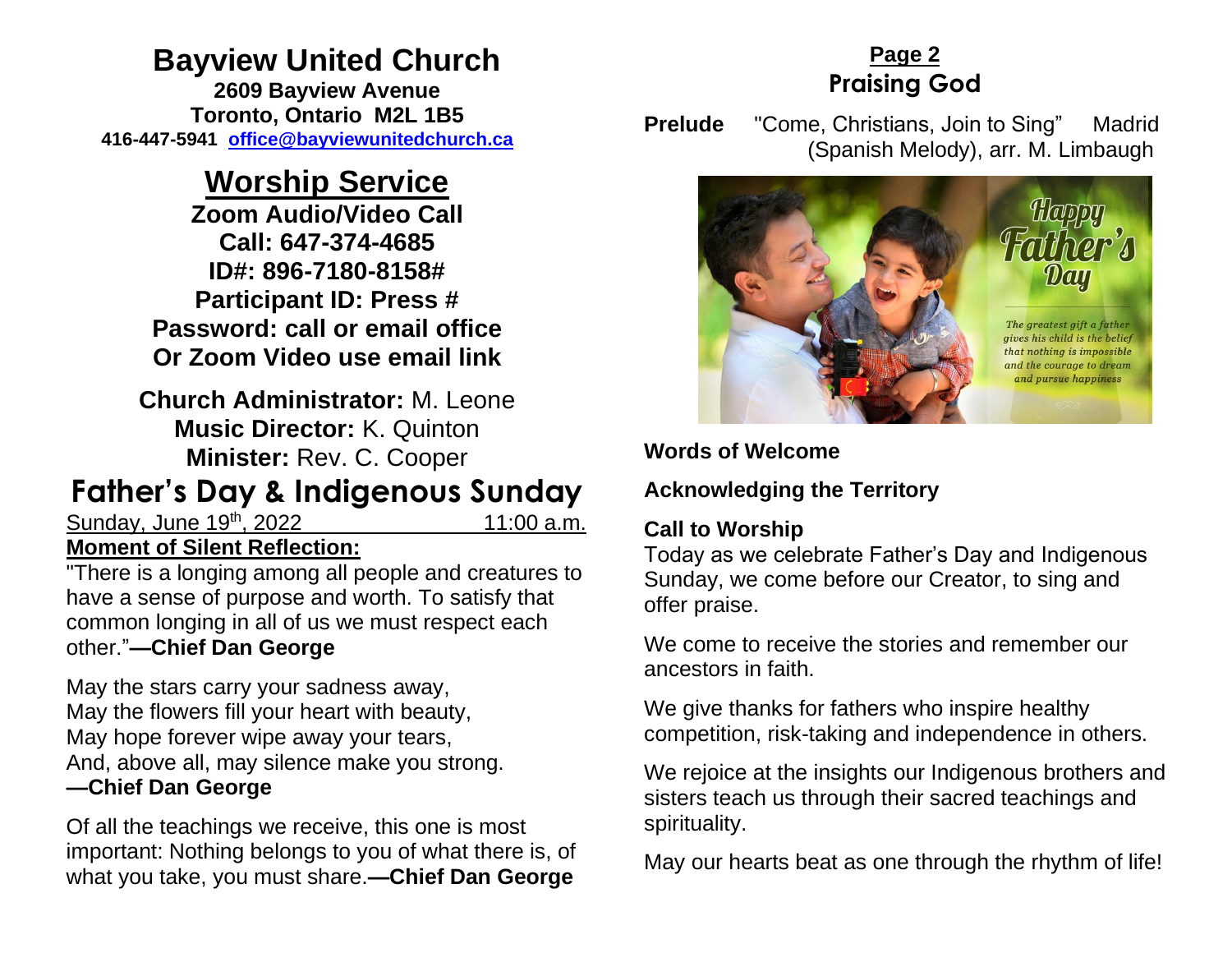# Bayview United Church

**2609 Bayview Avenue**
**Toronto, Ontario M2L 1B5**
**416-447-5941 office@bayviewunitedchurch.ca**

## Worship Service

**Zoom Audio/Video Call**
**Call: 647-374-4685**
**ID#: 896-7180-8158#**
**Participant ID: Press #**
**Password: call or email office**
**Or Zoom Video use email link**

**Church Administrator:** M. Leone
**Music Director:** K. Quinton
**Minister:** Rev. C. Cooper

## Father's Day & Indigenous Sunday

Sunday, June 19th, 2022 11:00 a.m.

**Moment of Silent Reflection:**

"There is a longing among all people and creatures to have a sense of purpose and worth. To satisfy that common longing in all of us we must respect each other."**—Chief Dan George**

May the stars carry your sadness away,
May the flowers fill your heart with beauty,
May hope forever wipe away your tears,
And, above all, may silence make you strong.
**—Chief Dan George**

Of all the teachings we receive, this one is most important: Nothing belongs to you of what there is, of what you take, you must share.**—Chief Dan George**

## Page 2
## Praising God

**Prelude** "Come, Christians, Join to Sing" Madrid (Spanish Melody), arr. M. Limbaugh

**Words of Welcome**

**Acknowledging the Territory**

**Call to Worship**

Today as we celebrate Father's Day and Indigenous Sunday, we come before our Creator, to sing and offer praise.

We come to receive the stories and remember our ancestors in faith.

We give thanks for fathers who inspire healthy competition, risk-taking and independence in others.

We rejoice at the insights our Indigenous brothers and sisters teach us through their sacred teachings and spirituality.

May our hearts beat as one through the rhythm of life!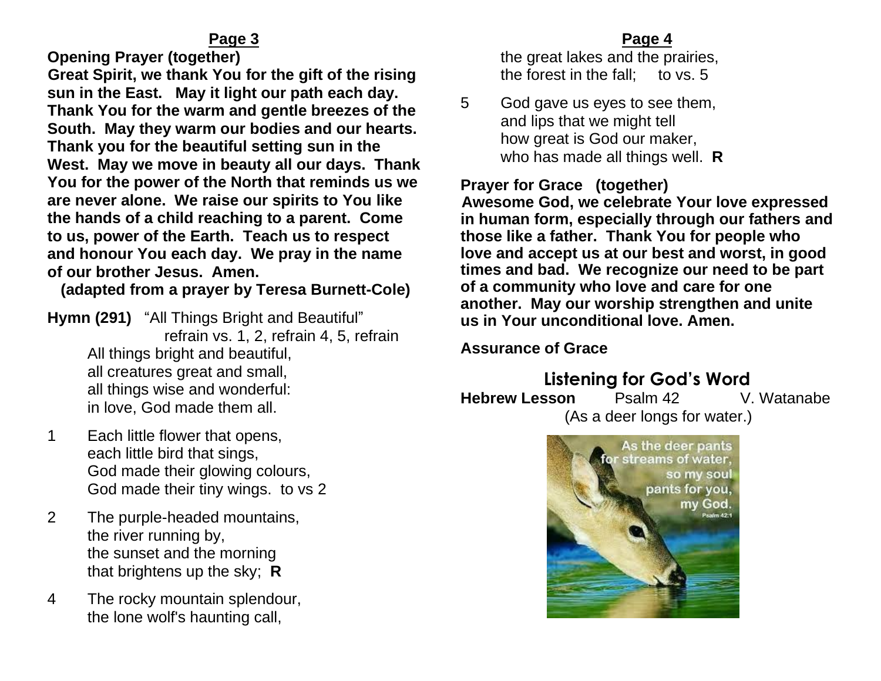**Opening Prayer (together)**

**Great Spirit, we thank You for the gift of the rising sun in the East. May it light our path each day. Thank You for the warm and gentle breezes of the South. May they warm our bodies and our hearts. Thank you for the beautiful setting sun in the West. May we move in beauty all our days. Thank You for the power of the North that reminds us we are never alone. We raise our spirits to You like the hands of a child reaching to a parent. Come to us, power of the Earth. Teach us to respect and honour You each day. We pray in the name of our brother Jesus. Amen.**

**(adapted from a prayer by Teresa Burnett-Cole)**

**Hymn (291)** "All Things Bright and Beautiful"
refrain vs. 1, 2, refrain 4, 5, refrain

All things bright and beautiful,
all creatures great and small,
all things wise and wonderful:
in love, God made them all.

1 Each little flower that opens,
each little bird that sings,
God made their glowing colours,
God made their tiny wings. to vs 2

2 The purple-headed mountains,
the river running by,
the sunset and the morning
that brightens up the sky; **R**

4 The rocky mountain splendour,
the lone wolf's haunting call,
the great lakes and the prairies,
the forest in the fall; to vs. 5

5 God gave us eyes to see them,
and lips that we might tell
how great is God our maker,
who has made all things well. **R**

**Prayer for Grace (together)**

**Awesome God, we celebrate Your love expressed in human form, especially through our fathers and those like a father. Thank You for people who love and accept us at our best and worst, in good times and bad. We recognize our need to be part of a community who love and care for one another. May our worship strengthen and unite us in Your unconditional love. Amen.**

**Assurance of Grace**

## Listening for God's Word

**Hebrew Lesson** Psalm 42 V. Watanabe
(As a deer longs for water.)

As the deer pants for streams of water, so my soul pants for you, my God. Psalm 42:1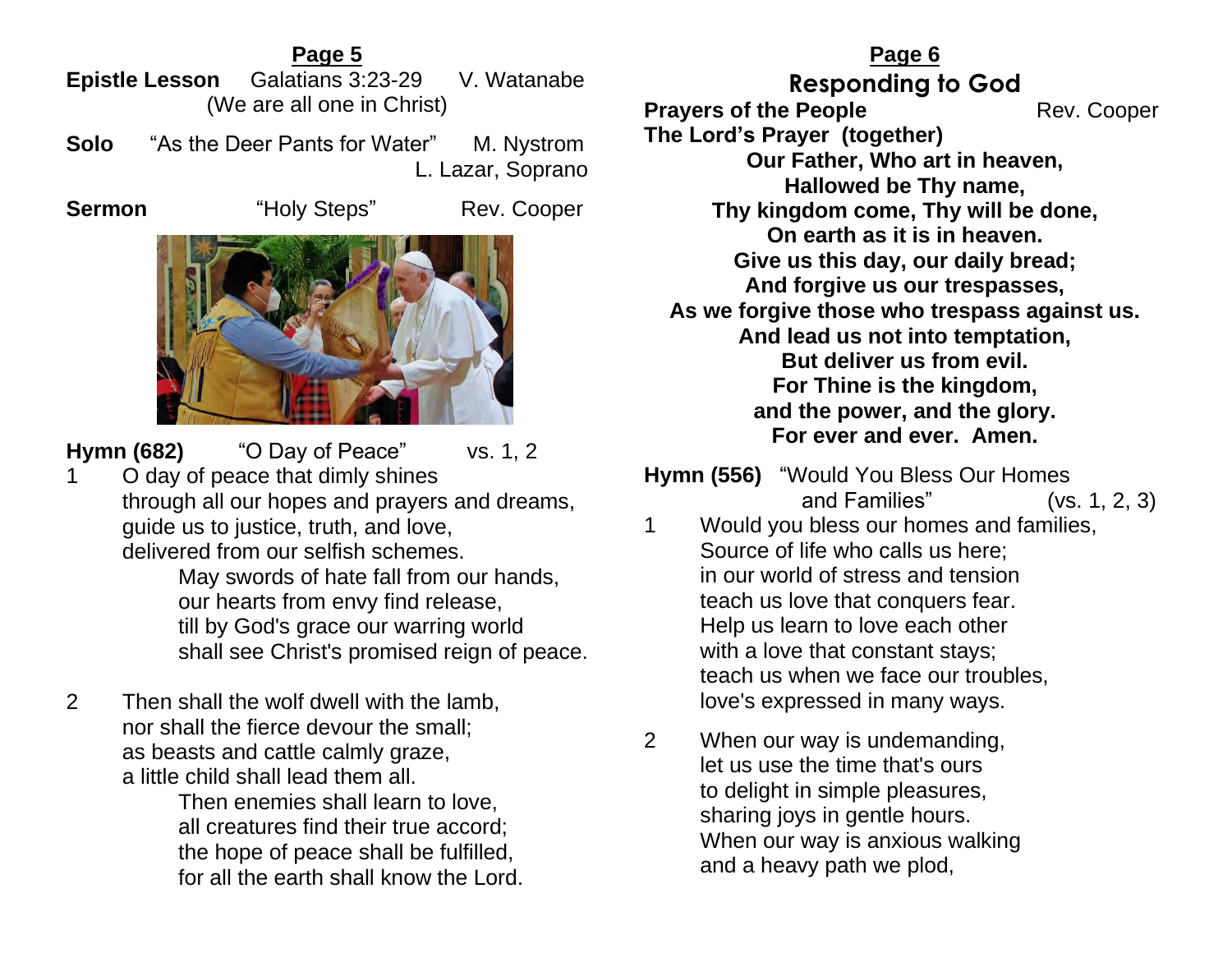## Page 5

**Epistle Lesson** Galatians 3:23-29 V. Watanabe
(We are all one in Christ)

**Solo** "As the Deer Pants for Water" M. Nystrom
L. Lazar, Soprano

**Sermon** "Holy Steps" Rev. Cooper

**Hymn (682)** "O Day of Peace" vs. 1, 2

1 O day of peace that dimly shines
through all our hopes and prayers and dreams,
guide us to justice, truth, and love,
delivered from our selfish schemes.
May swords of hate fall from our hands,
our hearts from envy find release,
till by God's grace our warring world
shall see Christ's promised reign of peace.

2 Then shall the wolf dwell with the lamb,
nor shall the fierce devour the small;
as beasts and cattle calmly graze,
a little child shall lead them all.
Then enemies shall learn to love,
all creatures find their true accord;
the hope of peace shall be fulfilled,
for all the earth shall know the Lord.

## Page 6

### Responding to God

**Prayers of the People** Rev. Cooper

**The Lord's Prayer (together)**

**Our Father, Who art in heaven,**
**Hallowed be Thy name,**
**Thy kingdom come, Thy will be done,**
**On earth as it is in heaven.**
**Give us this day, our daily bread;**
**And forgive us our trespasses,**
**As we forgive those who trespass against us.**
**And lead us not into temptation,**
**But deliver us from evil.**
**For Thine is the kingdom,**
**and the power, and the glory.**
**For ever and ever. Amen.**

**Hymn (556)** "Would You Bless Our Homes and Families" (vs. 1, 2, 3)

1 Would you bless our homes and families,
Source of life who calls us here;
in our world of stress and tension
teach us love that conquers fear.
Help us learn to love each other
with a love that constant stays;
teach us when we face our troubles,
love's expressed in many ways.

2 When our way is undemanding,
let us use the time that's ours
to delight in simple pleasures,
sharing joys in gentle hours.
When our way is anxious walking
and a heavy path we plod,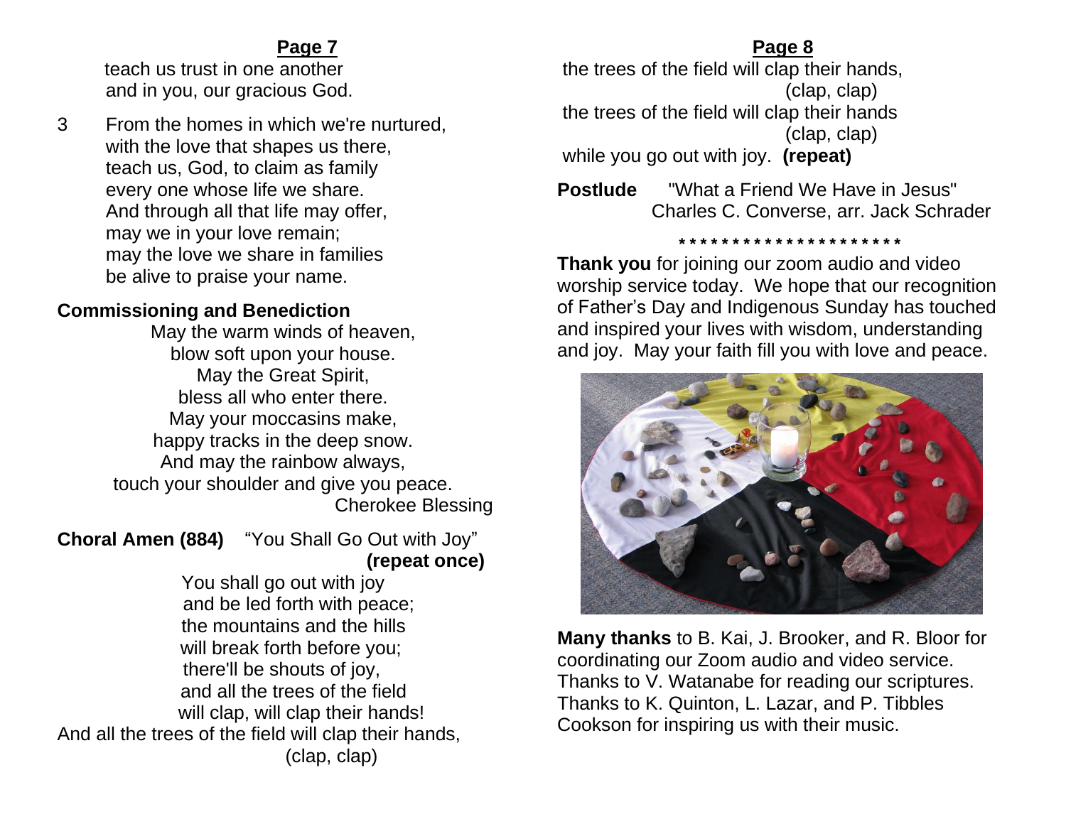teach us trust in one another
and in you, our gracious God.

3 From the homes in which we're nurtured,
with the love that shapes us there,
teach us, God, to claim as family
every one whose life we share.
And through all that life may offer,
may we in your love remain;
may the love we share in families
be alive to praise your name.

**Commissioning and Benediction**

May the warm winds of heaven,
blow soft upon your house.
May the Great Spirit,
bless all who enter there.
May your moccasins make,
happy tracks in the deep snow.
And may the rainbow always,
touch your shoulder and give you peace.
Cherokee Blessing

**Choral Amen (884)** "You Shall Go Out with Joy" **(repeat once)**

You shall go out with joy
and be led forth with peace;
the mountains and the hills
will break forth before you;
there'll be shouts of joy,
and all the trees of the field
will clap, will clap their hands!
And all the trees of the field will clap their hands,
(clap, clap)
the trees of the field will clap their hands,
(clap, clap)
the trees of the field will clap their hands
(clap, clap)
while you go out with joy. **(repeat)**

**Postlude** "What a Friend We Have in Jesus"
Charles C. Converse, arr. Jack Schrader

\* \* \* \* \* \* \* \* \* \* \* \* \* \* \* \* \* \* \* \* \*

**Thank you** for joining our zoom audio and video worship service today. We hope that our recognition of Father's Day and Indigenous Sunday has touched and inspired your lives with wisdom, understanding and joy. May your faith fill you with love and peace.

**Many thanks** to B. Kai, J. Brooker, and R. Bloor for coordinating our Zoom audio and video service. Thanks to V. Watanabe for reading our scriptures. Thanks to K. Quinton, L. Lazar, and P. Tibbles Cookson for inspiring us with their music.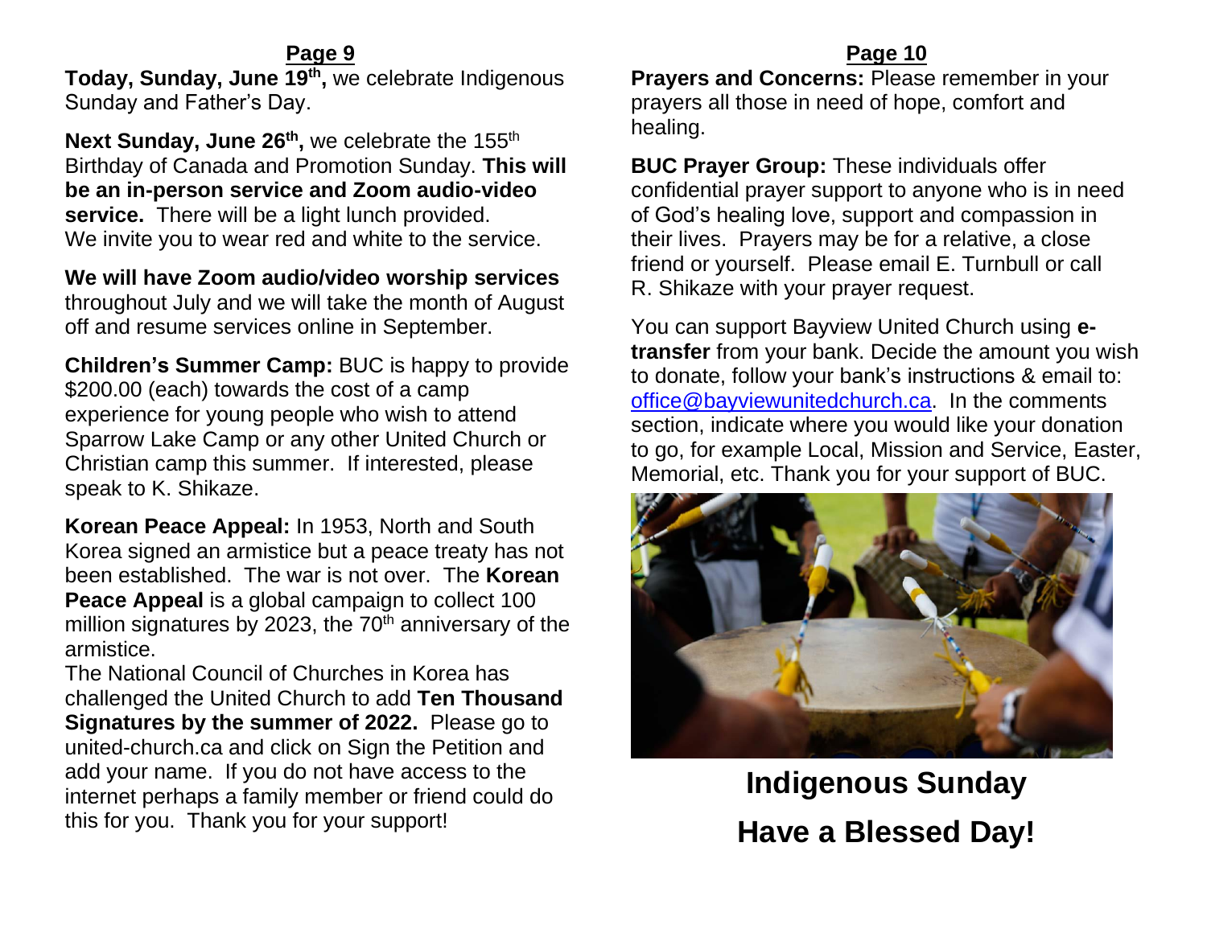**Today, Sunday, June 19th,** we celebrate Indigenous Sunday and Father's Day.

**Next Sunday, June 26th,** we celebrate the 155th Birthday of Canada and Promotion Sunday. **This will be an in-person service and Zoom audio-video service.** There will be a light lunch provided. We invite you to wear red and white to the service.

**We will have Zoom audio/video worship services** throughout July and we will take the month of August off and resume services online in September.

**Children's Summer Camp:** BUC is happy to provide $200.00 (each) towards the cost of a camp experience for young people who wish to attend Sparrow Lake Camp or any other United Church or Christian camp this summer. If interested, please speak to K. Shikaze.

**Korean Peace Appeal:** In 1953, North and South Korea signed an armistice but a peace treaty has not been established. The war is not over. The **Korean Peace Appeal** is a global campaign to collect 100 million signatures by 2023, the 70th anniversary of the armistice.
The National Council of Churches in Korea has challenged the United Church to add **Ten Thousand Signatures by the summer of 2022.** Please go to united-church.ca and click on Sign the Petition and add your name. If you do not have access to the internet perhaps a family member or friend could do this for you. Thank you for your support!

**Prayers and Concerns:** Please remember in your prayers all those in need of hope, comfort and healing.

**BUC Prayer Group:** These individuals offer confidential prayer support to anyone who is in need of God's healing love, support and compassion in their lives. Prayers may be for a relative, a close friend or yourself. Please email E. Turnbull or call R. Shikaze with your prayer request.

You can support Bayview United Church using **e-transfer** from your bank. Decide the amount you wish to donate, follow your bank's instructions & email to: office@bayviewunitedchurch.ca. In the comments section, indicate where you would like your donation to go, for example Local, Mission and Service, Easter, Memorial, etc. Thank you for your support of BUC.

**Indigenous Sunday**

**Have a Blessed Day!**